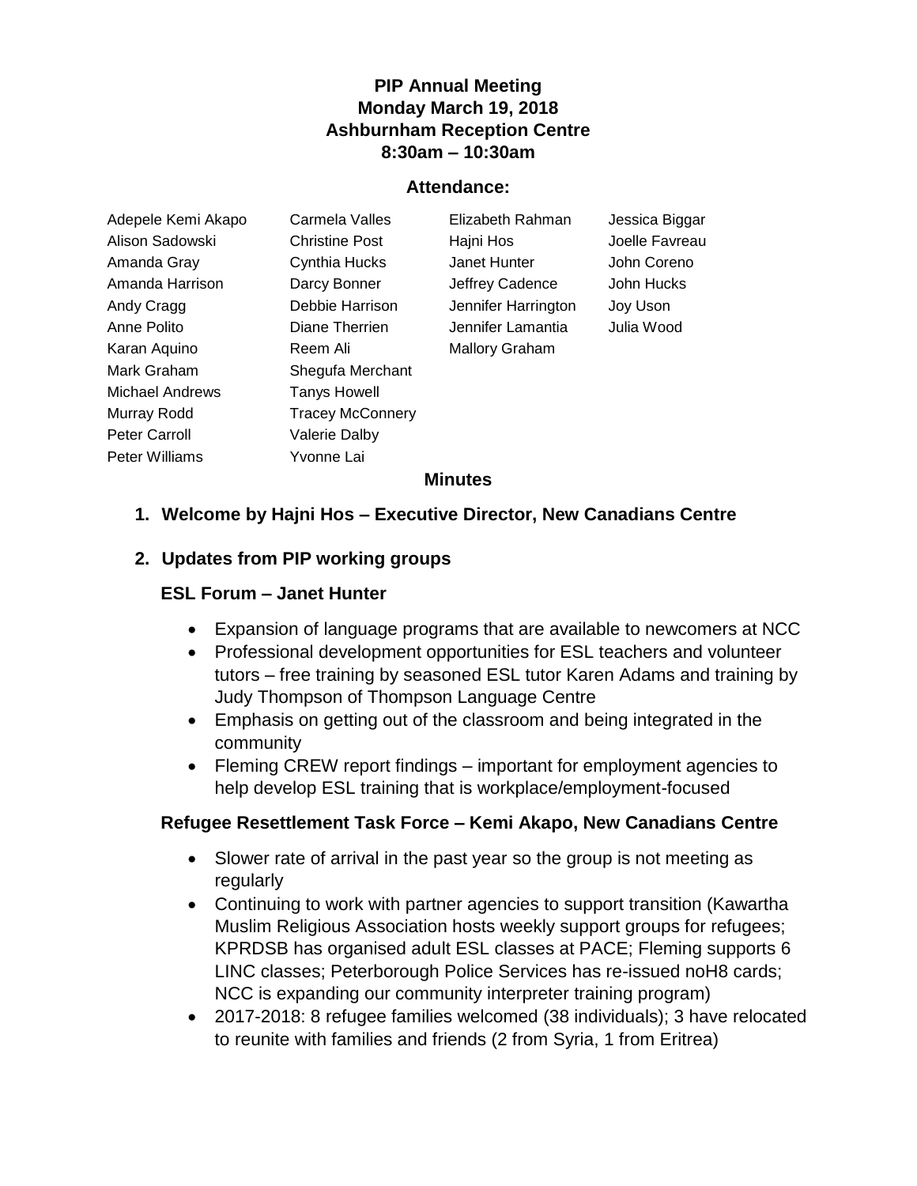# PIP Annual Meeting
# Monday March 19, 2018
# Ashburnham Reception Centre
# 8:30am – 10:30am

## Attendance:

| | | | |
|---|---|---|---|
| Adepele Kemi Akapo | Carmela Valles | Elizabeth Rahman | Jessica Biggar |
| Alison Sadowski | Christine Post | Hajni Hos | Joelle Favreau |
| Amanda Gray | Cynthia Hucks | Janet Hunter | John Coreno |
| Amanda Harrison | Darcy Bonner | Jeffrey Cadence | John Hucks |
| Andy Cragg | Debbie Harrison | Jennifer Harrington | Joy Uson |
| Anne Polito | Diane Therrien | Jennifer Lamantia | Julia Wood |
| Karan Aquino | Reem Ali | Mallory Graham | |
| Mark Graham | Shegufa Merchant | | |
| Michael Andrews | Tanys Howell | | |
| Murray Rodd | Tracey McConnery | | |
| Peter Carroll | Valerie Dalby | | |
| Peter Williams | Yvonne Lai | | |

## Minutes

1. **Welcome by Hajni Hos – Executive Director, New Canadians Centre**

2. **Updates from PIP working groups**

### ESL Forum – Janet Hunter

- Expansion of language programs that are available to newcomers at NCC
- Professional development opportunities for ESL teachers and volunteer tutors – free training by seasoned ESL tutor Karen Adams and training by Judy Thompson of Thompson Language Centre
- Emphasis on getting out of the classroom and being integrated in the community
- Fleming CREW report findings – important for employment agencies to help develop ESL training that is workplace/employment-focused

### Refugee Resettlement Task Force – Kemi Akapo, New Canadians Centre

- Slower rate of arrival in the past year so the group is not meeting as regularly
- Continuing to work with partner agencies to support transition (Kawartha Muslim Religious Association hosts weekly support groups for refugees; KPRDSB has organised adult ESL classes at PACE; Fleming supports 6 LINC classes; Peterborough Police Services has re-issued noH8 cards; NCC is expanding our community interpreter training program)
- 2017-2018: 8 refugee families welcomed (38 individuals); 3 have relocated to reunite with families and friends (2 from Syria, 1 from Eritrea)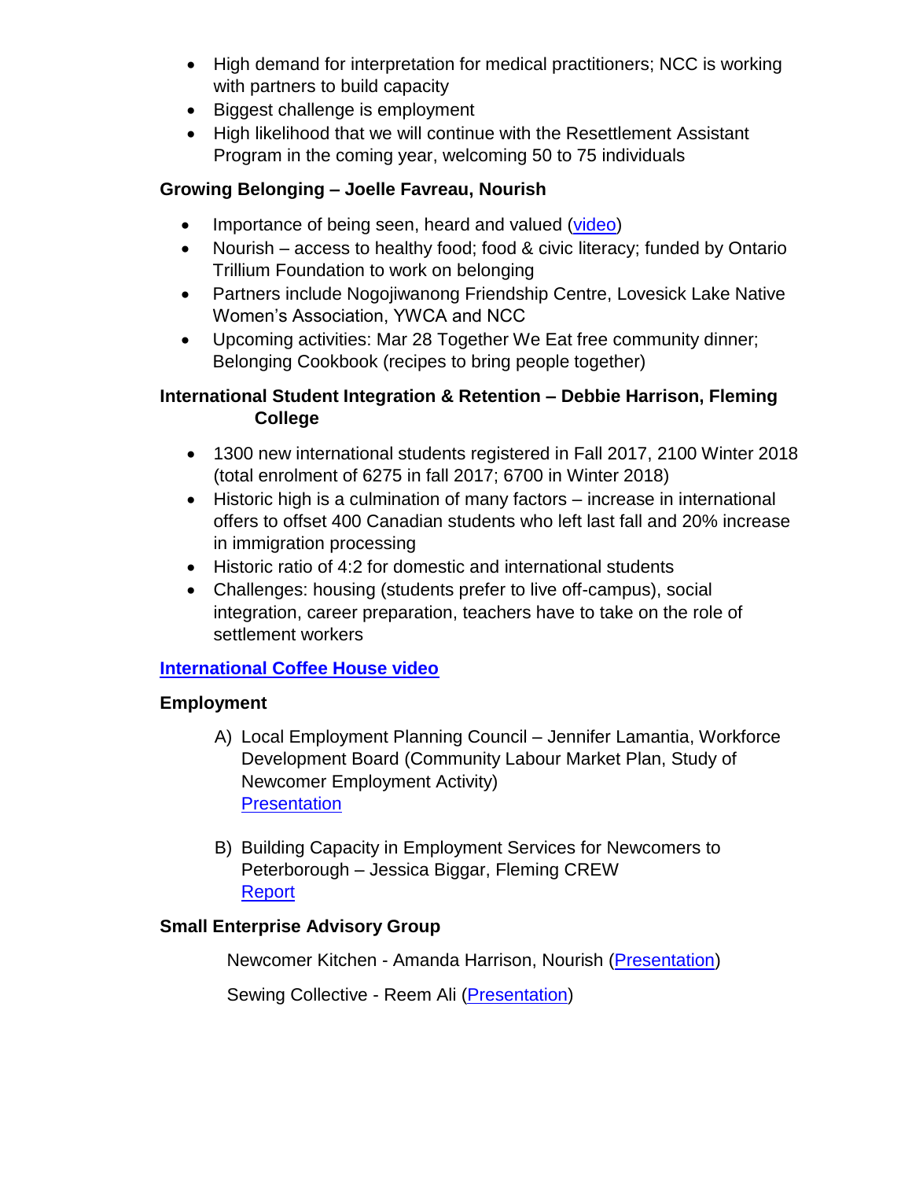- High demand for interpretation for medical practitioners; NCC is working with partners to build capacity
- Biggest challenge is employment
- High likelihood that we will continue with the Resettlement Assistant Program in the coming year, welcoming 50 to 75 individuals

**Growing Belonging – Joelle Favreau, Nourish**

- Importance of being seen, heard and valued (video)
- Nourish – access to healthy food; food & civic literacy; funded by Ontario Trillium Foundation to work on belonging
- Partners include Nogojiwanong Friendship Centre, Lovesick Lake Native Women's Association, YWCA and NCC
- Upcoming activities: Mar 28 Together We Eat free community dinner; Belonging Cookbook (recipes to bring people together)

**International Student Integration & Retention – Debbie Harrison, Fleming College**

- 1300 new international students registered in Fall 2017, 2100 Winter 2018 (total enrolment of 6275 in fall 2017; 6700 in Winter 2018)
- Historic high is a culmination of many factors – increase in international offers to offset 400 Canadian students who left last fall and 20% increase in immigration processing
- Historic ratio of 4:2 for domestic and international students
- Challenges: housing (students prefer to live off-campus), social integration, career preparation, teachers have to take on the role of settlement workers

**International Coffee House video**

**Employment**

A) Local Employment Planning Council – Jennifer Lamantia, Workforce Development Board (Community Labour Market Plan, Study of Newcomer Employment Activity)
Presentation

B) Building Capacity in Employment Services for Newcomers to Peterborough – Jessica Biggar, Fleming CREW
Report

**Small Enterprise Advisory Group**

Newcomer Kitchen - Amanda Harrison, Nourish (Presentation)

Sewing Collective - Reem Ali (Presentation)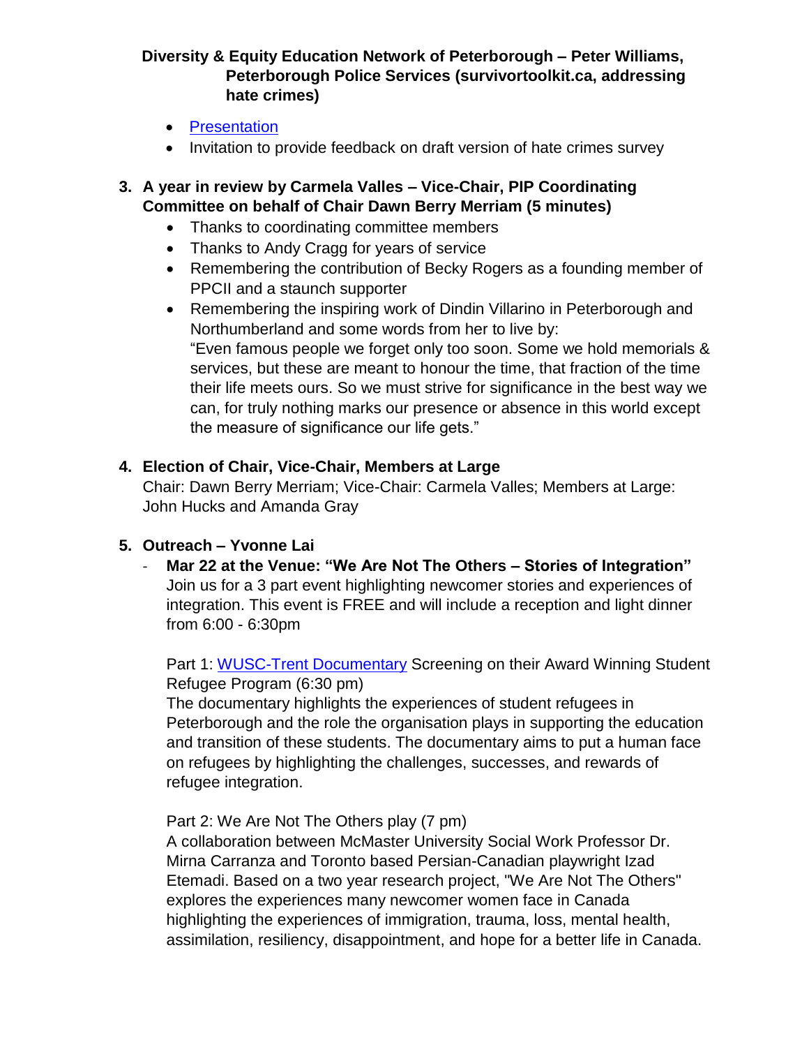**Diversity & Equity Education Network of Peterborough – Peter Williams, Peterborough Police Services (survivortoolkit.ca, addressing hate crimes)**

- [Presentation]()
- Invitation to provide feedback on draft version of hate crimes survey

3. **A year in review by Carmela Valles – Vice-Chair, PIP Coordinating Committee on behalf of Chair Dawn Berry Merriam (5 minutes)**
    - Thanks to coordinating committee members
    - Thanks to Andy Cragg for years of service
    - Remembering the contribution of Becky Rogers as a founding member of PPCII and a staunch supporter
    - Remembering the inspiring work of Dindin Villarino in Peterborough and Northumberland and some words from her to live by: "Even famous people we forget only too soon. Some we hold memorials & services, but these are meant to honour the time, that fraction of the time their life meets ours. So we must strive for significance in the best way we can, for truly nothing marks our presence or absence in this world except the measure of significance our life gets."

4. **Election of Chair, Vice-Chair, Members at Large**
   Chair: Dawn Berry Merriam; Vice-Chair: Carmela Valles; Members at Large: John Hucks and Amanda Gray

5. **Outreach – Yvonne Lai**
   - **Mar 22 at the Venue: "We Are Not The Others – Stories of Integration"**
     Join us for a 3 part event highlighting newcomer stories and experiences of integration. This event is FREE and will include a reception and light dinner from 6:00 - 6:30pm

     Part 1: [WUSC-Trent Documentary]() Screening on their Award Winning Student Refugee Program (6:30 pm)
     The documentary highlights the experiences of student refugees in Peterborough and the role the organisation plays in supporting the education and transition of these students. The documentary aims to put a human face on refugees by highlighting the challenges, successes, and rewards of refugee integration.

     Part 2: We Are Not The Others play (7 pm)
     A collaboration between McMaster University Social Work Professor Dr. Mirna Carranza and Toronto based Persian-Canadian playwright Izad Etemadi. Based on a two year research project, "We Are Not The Others" explores the experiences many newcomer women face in Canada highlighting the experiences of immigration, trauma, loss, mental health, assimilation, resiliency, disappointment, and hope for a better life in Canada.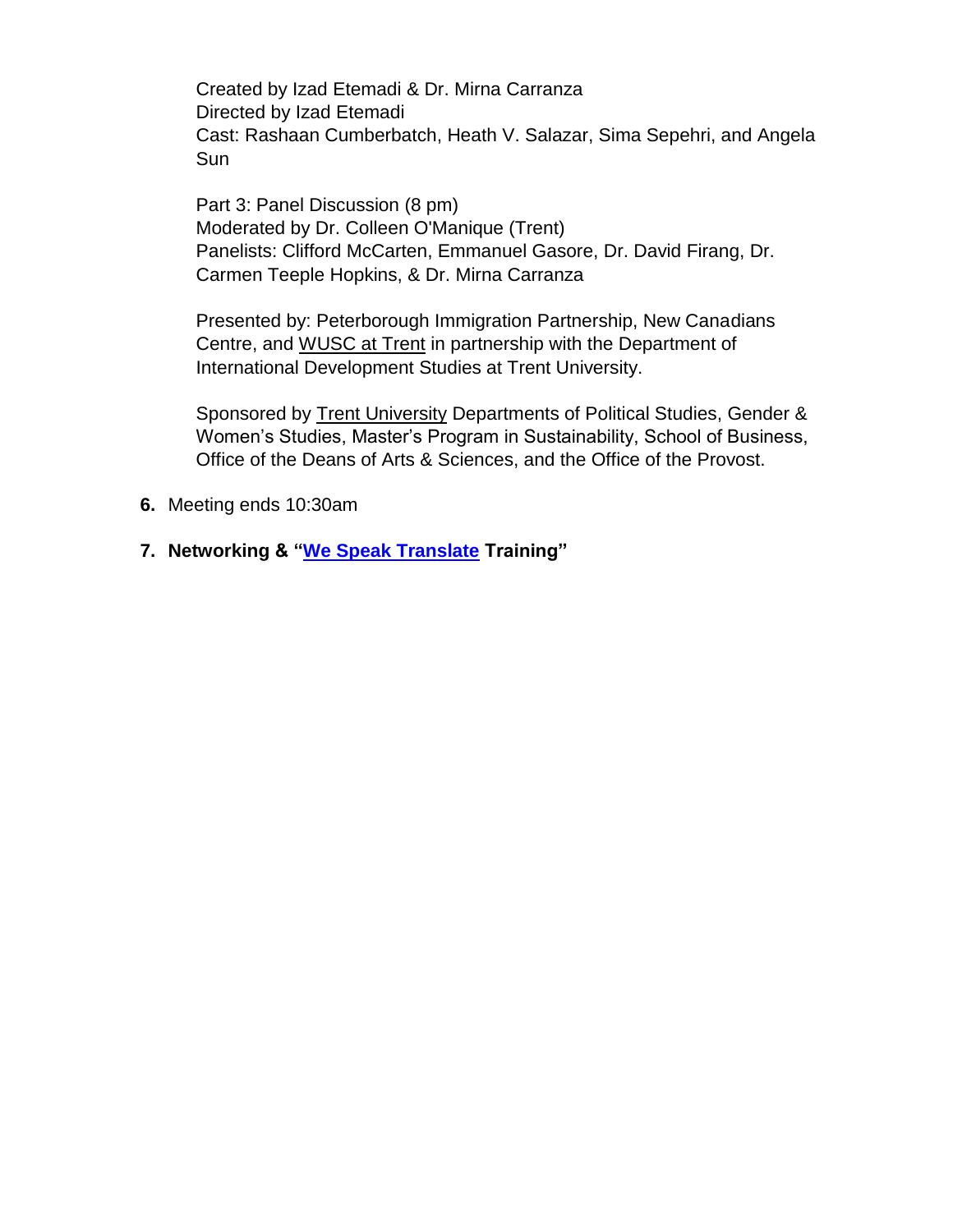Created by Izad Etemadi & Dr. Mirna Carranza
Directed by Izad Etemadi
Cast: Rashaan Cumberbatch, Heath V. Salazar, Sima Sepehri, and Angela Sun

Part 3: Panel Discussion (8 pm)
Moderated by Dr. Colleen O'Manique (Trent)
Panelists: Clifford McCarten, Emmanuel Gasore, Dr. David Firang, Dr. Carmen Teeple Hopkins, & Dr. Mirna Carranza

Presented by: Peterborough Immigration Partnership, New Canadians Centre, and WUSC at Trent in partnership with the Department of International Development Studies at Trent University.

Sponsored by Trent University Departments of Political Studies, Gender & Women's Studies, Master's Program in Sustainability, School of Business, Office of the Deans of Arts & Sciences, and the Office of the Provost.

6. Meeting ends 10:30am

7. **Networking & "We Speak Translate Training"**